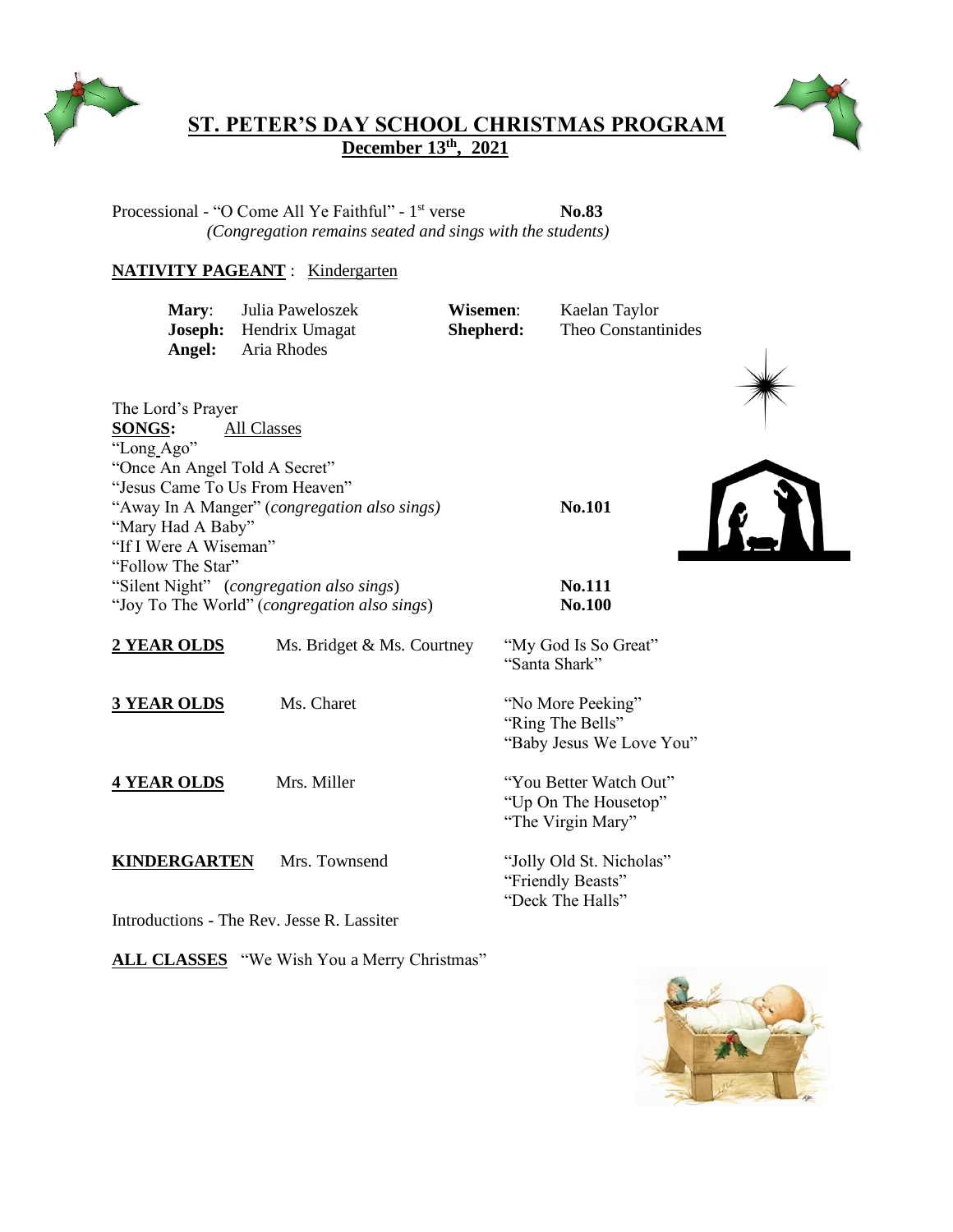# ST. PETER'S DAY SCHOOL CHRISTMAS PROGRAM

**December 13th, 2021**

Processional - "O Come All Ye Faithful" - 1st verse **No.83**
*(Congregation remains seated and sings with the students)*

**NATIVITY PAGEANT** : Kindergarten

| | | | |
|---|---|---|---|
| **Mary**: | Julia Paweloszek | **Wisemen**: | Kaelan Taylor |
| **Joseph:** | Hendrix Umagat | **Shepherd:** | Theo Constantinides |
| **Angel:** | Aria Rhodes | | |

The Lord's Prayer

**SONGS:** All Classes

"Long Ago"
"Once An Angel Told A Secret"
"Jesus Came To Us From Heaven"
"Away In A Manger" (*congregation also sings*) **No.101**
"Mary Had A Baby"
"If I Were A Wiseman"
"Follow The Star"
"Silent Night" (*congregation also sings*) **No.111**
"Joy To The World" (*congregation also sings*) **No.100**

| | | |
|---|---|---|
| **2 YEAR OLDS** | Ms. Bridget & Ms. Courtney | "My God Is So Great"<br>"Santa Shark" |
| **3 YEAR OLDS** | Ms. Charet | "No More Peeking"<br>"Ring The Bells"<br>"Baby Jesus We Love You" |
| **4 YEAR OLDS** | Mrs. Miller | "You Better Watch Out"<br>"Up On The Housetop"<br>"The Virgin Mary" |
| **KINDERGARTEN** | Mrs. Townsend | "Jolly Old St. Nicholas"<br>"Friendly Beasts"<br>"Deck The Halls" |

Introductions - The Rev. Jesse R. Lassiter

**ALL CLASSES** "We Wish You a Merry Christmas"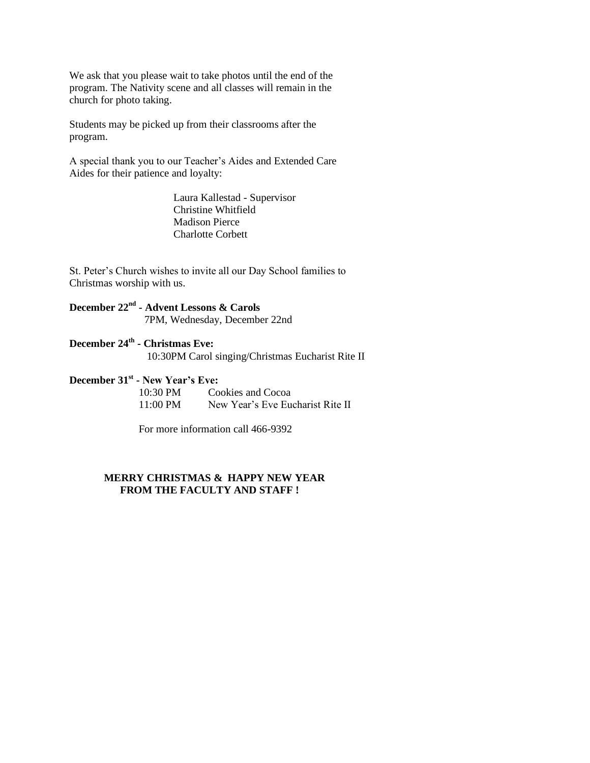We ask that you please wait to take photos until the end of the program. The Nativity scene and all classes will remain in the church for photo taking.

Students may be picked up from their classrooms after the program.

A special thank you to our Teacher's Aides and Extended Care Aides for their patience and loyalty:

Laura Kallestad - Supervisor
Christine Whitfield
Madison Pierce
Charlotte Corbett

St. Peter's Church wishes to invite all our Day School families to Christmas worship with us.

**December 22nd - Advent Lessons & Carols**
7PM, Wednesday, December 22nd

**December 24th - Christmas Eve:**
10:30PM Carol singing/Christmas Eucharist Rite II

**December 31st - New Year's Eve:**

| | |
|---|---|
| 10:30 PM | Cookies and Cocoa |
| 11:00 PM | New Year's Eve Eucharist Rite II |

For more information call 466-9392

**MERRY CHRISTMAS & HAPPY NEW YEAR**
**FROM THE FACULTY AND STAFF !**